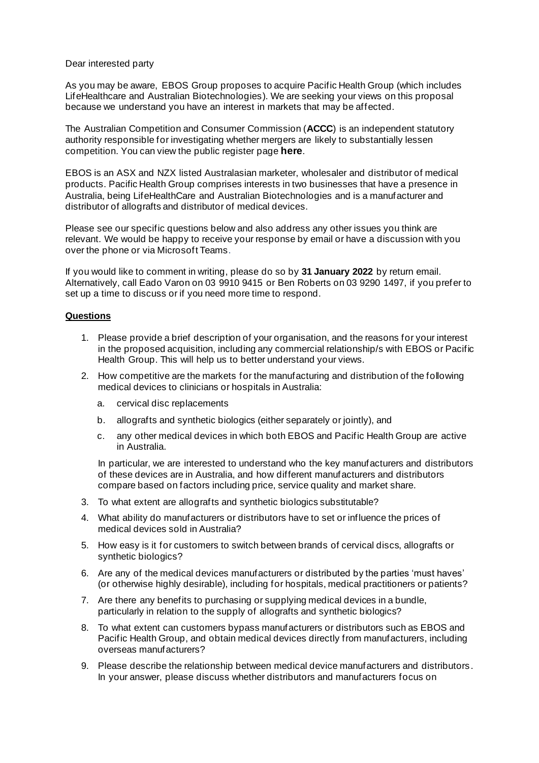Dear interested party

As you may be aware, EBOS Group proposes to acquire Pacific Health Group (which includes LifeHealthcare and Australian Biotechnologies). We are seeking your views on this proposal because we understand you have an interest in markets that may be affected.

The Australian Competition and Consumer Commission (**ACCC**) is an independent statutory authority responsible for investigating whether mergers are likely to substantially lessen competition. You can view the public register page **here**.

EBOS is an ASX and NZX listed Australasian marketer, wholesaler and distributor of medical products. Pacific Health Group comprises interests in two businesses that have a presence in Australia, being LifeHealthCare and Australian Biotechnologies and is a manufacturer and distributor of allografts and distributor of medical devices.

Please see our specific questions below and also address any other issues you think are relevant. We would be happy to receive your response by email or have a discussion with you over the phone or via Microsoft Teams.

If you would like to comment in writing, please do so by **31 January 2022** by return email. Alternatively, call Eado Varon on 03 9910 9415 or Ben Roberts on 03 9290 1497, if you prefer to set up a time to discuss or if you need more time to respond.

**Questions**

1. Please provide a brief description of your organisation, and the reasons for your interest in the proposed acquisition, including any commercial relationship/s with EBOS or Pacific Health Group. This will help us to better understand your views.
2. How competitive are the markets for the manufacturing and distribution of the following medical devices to clinicians or hospitals in Australia:
   a. cervical disc replacements
   b. allografts and synthetic biologics (either separately or jointly), and
   c. any other medical devices in which both EBOS and Pacific Health Group are active in Australia.

   In particular, we are interested to understand who the key manufacturers and distributors of these devices are in Australia, and how different manufacturers and distributors compare based on factors including price, service quality and market share.
3. To what extent are allografts and synthetic biologics substitutable?
4. What ability do manufacturers or distributors have to set or influence the prices of medical devices sold in Australia?
5. How easy is it for customers to switch between brands of cervical discs, allografts or synthetic biologics?
6. Are any of the medical devices manufacturers or distributed by the parties 'must haves' (or otherwise highly desirable), including for hospitals, medical practitioners or patients?
7. Are there any benefits to purchasing or supplying medical devices in a bundle, particularly in relation to the supply of allografts and synthetic biologics?
8. To what extent can customers bypass manufacturers or distributors such as EBOS and Pacific Health Group, and obtain medical devices directly from manufacturers, including overseas manufacturers?
9. Please describe the relationship between medical device manufacturers and distributors. In your answer, please discuss whether distributors and manufacturers focus on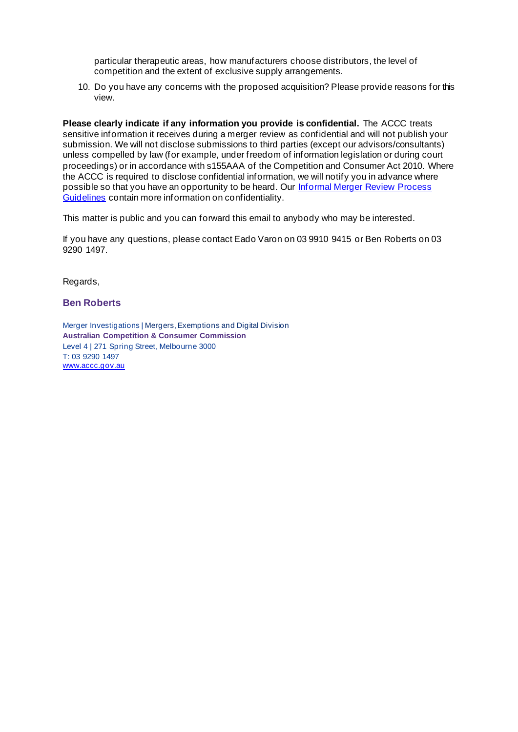particular therapeutic areas, how manufacturers choose distributors, the level of competition and the extent of exclusive supply arrangements.

10. Do you have any concerns with the proposed acquisition? Please provide reasons for this view.

**Please clearly indicate if any information you provide is confidential.** The ACCC treats sensitive information it receives during a merger review as confidential and will not publish your submission. We will not disclose submissions to third parties (except our advisors/consultants) unless compelled by law (for example, under freedom of information legislation or during court proceedings) or in accordance with s155AAA of the Competition and Consumer Act 2010. Where the ACCC is required to disclose confidential information, we will notify you in advance where possible so that you have an opportunity to be heard. Our Informal Merger Review Process Guidelines contain more information on confidentiality.

This matter is public and you can forward this email to anybody who may be interested.

If you have any questions, please contact Eado Varon on 03 9910 9415 or Ben Roberts on 03 9290 1497.

Regards,

**Ben Roberts**

Merger Investigations | Mergers, Exemptions and Digital Division
**Australian Competition & Consumer Commission**
Level 4 | 271 Spring Street, Melbourne 3000
T: 03 9290 1497
www.accc.gov.au